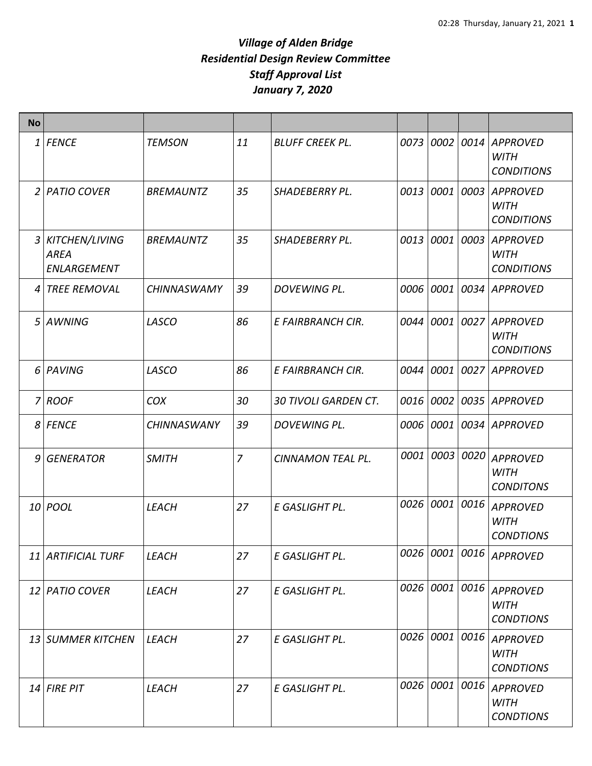# *Village of Alden Bridge*
# *Residential Design Review Committee*
# *Staff Approval List*
# *January 7, 2020*

| No | | | | | | | | |
|---|---|---|---|---|---|---|---|---|
| 1 | FENCE | TEMSON | 11 | BLUFF CREEK PL. | 0073 | 0002 | 0014 | APPROVED WITH CONDITIONS |
| 2 | PATIO COVER | BREMAUNTZ | 35 | SHADEBERRY PL. | 0013 | 0001 | 0003 | APPROVED WITH CONDITIONS |
| 3 | KITCHEN/LIVING AREA ENLARGEMENT | BREMAUNTZ | 35 | SHADEBERRY PL. | 0013 | 0001 | 0003 | APPROVED WITH CONDITIONS |
| 4 | TREE REMOVAL | CHINNASWAMY | 39 | DOVEWING PL. | 0006 | 0001 | 0034 | APPROVED |
| 5 | AWNING | LASCO | 86 | E FAIRBRANCH CIR. | 0044 | 0001 | 0027 | APPROVED WITH CONDITIONS |
| 6 | PAVING | LASCO | 86 | E FAIRBRANCH CIR. | 0044 | 0001 | 0027 | APPROVED |
| 7 | ROOF | COX | 30 | 30 TIVOLI GARDEN CT. | 0016 | 0002 | 0035 | APPROVED |
| 8 | FENCE | CHINNASWANY | 39 | DOVEWING PL. | 0006 | 0001 | 0034 | APPROVED |
| 9 | GENERATOR | SMITH | 7 | CINNAMON TEAL PL. | 0001 | 0003 | 0020 | APPROVED WITH CONDITONS |
| 10 | POOL | LEACH | 27 | E GASLIGHT PL. | 0026 | 0001 | 0016 | APPROVED WITH CONDTIONS |
| 11 | ARTIFICIAL TURF | LEACH | 27 | E GASLIGHT PL. | 0026 | 0001 | 0016 | APPROVED |
| 12 | PATIO COVER | LEACH | 27 | E GASLIGHT PL. | 0026 | 0001 | 0016 | APPROVED WITH CONDTIONS |
| 13 | SUMMER KITCHEN | LEACH | 27 | E GASLIGHT PL. | 0026 | 0001 | 0016 | APPROVED WITH CONDTIONS |
| 14 | FIRE PIT | LEACH | 27 | E GASLIGHT PL. | 0026 | 0001 | 0016 | APPROVED WITH CONDTIONS |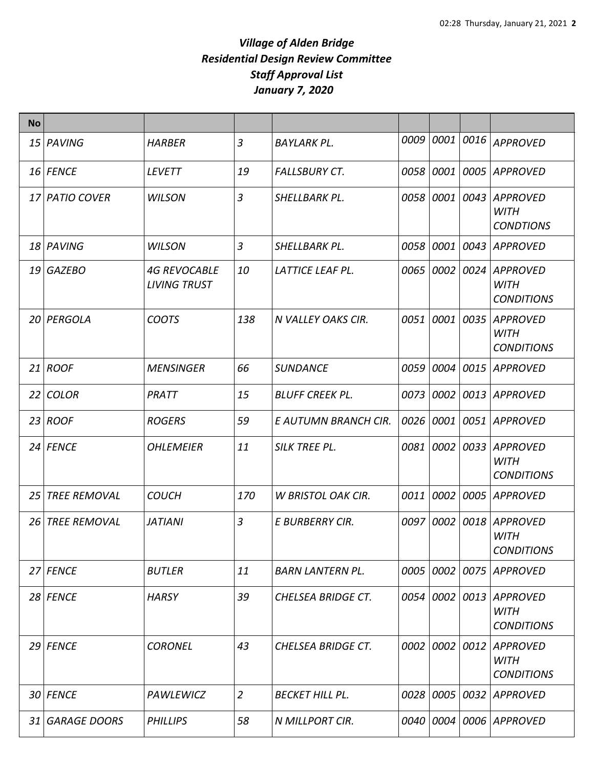# *Village of Alden Bridge*
# *Residential Design Review Committee*
# *Staff Approval List*
# *January 7, 2020*

| No | | | | | | | | |
|---|---|---|---|---|---|---|---|---|
| 15 | *PAVING* | *HARBER* | *3* | *BAYLARK PL.* | *0009* | *0001* | *0016* | *APPROVED* |
| 16 | *FENCE* | *LEVETT* | *19* | *FALLSBURY CT.* | *0058* | *0001* | *0005* | *APPROVED* |
| 17 | *PATIO COVER* | *WILSON* | *3* | *SHELLBARK PL.* | *0058* | *0001* | *0043* | *APPROVED WITH CONDTIONS* |
| 18 | *PAVING* | *WILSON* | *3* | *SHELLBARK PL.* | *0058* | *0001* | *0043* | *APPROVED* |
| 19 | *GAZEBO* | *4G REVOCABLE LIVING TRUST* | *10* | *LATTICE LEAF PL.* | *0065* | *0002* | *0024* | *APPROVED WITH CONDITIONS* |
| 20 | *PERGOLA* | *COOTS* | *138* | *N VALLEY OAKS CIR.* | *0051* | *0001* | *0035* | *APPROVED WITH CONDITIONS* |
| 21 | *ROOF* | *MENSINGER* | *66* | *SUNDANCE* | *0059* | *0004* | *0015* | *APPROVED* |
| 22 | *COLOR* | *PRATT* | *15* | *BLUFF CREEK PL.* | *0073* | *0002* | *0013* | *APPROVED* |
| 23 | *ROOF* | *ROGERS* | *59* | *E AUTUMN BRANCH CIR.* | *0026* | *0001* | *0051* | *APPROVED* |
| 24 | *FENCE* | *OHLEMEIER* | *11* | *SILK TREE PL.* | *0081* | *0002* | *0033* | *APPROVED WITH CONDITIONS* |
| 25 | *TREE REMOVAL* | *COUCH* | *170* | *W BRISTOL OAK CIR.* | *0011* | *0002* | *0005* | *APPROVED* |
| 26 | *TREE REMOVAL* | *JATIANI* | *3* | *E BURBERRY CIR.* | *0097* | *0002* | *0018* | *APPROVED WITH CONDITIONS* |
| 27 | *FENCE* | *BUTLER* | *11* | *BARN LANTERN PL.* | *0005* | *0002* | *0075* | *APPROVED* |
| 28 | *FENCE* | *HARSY* | *39* | *CHELSEA BRIDGE CT.* | *0054* | *0002* | *0013* | *APPROVED WITH CONDITIONS* |
| 29 | *FENCE* | *CORONEL* | *43* | *CHELSEA BRIDGE CT.* | *0002* | *0002* | *0012* | *APPROVED WITH CONDITIONS* |
| 30 | *FENCE* | *PAWLEWICZ* | *2* | *BECKET HILL PL.* | *0028* | *0005* | *0032* | *APPROVED* |
| 31 | *GARAGE DOORS* | *PHILLIPS* | *58* | *N MILLPORT CIR.* | *0040* | *0004* | *0006* | *APPROVED* |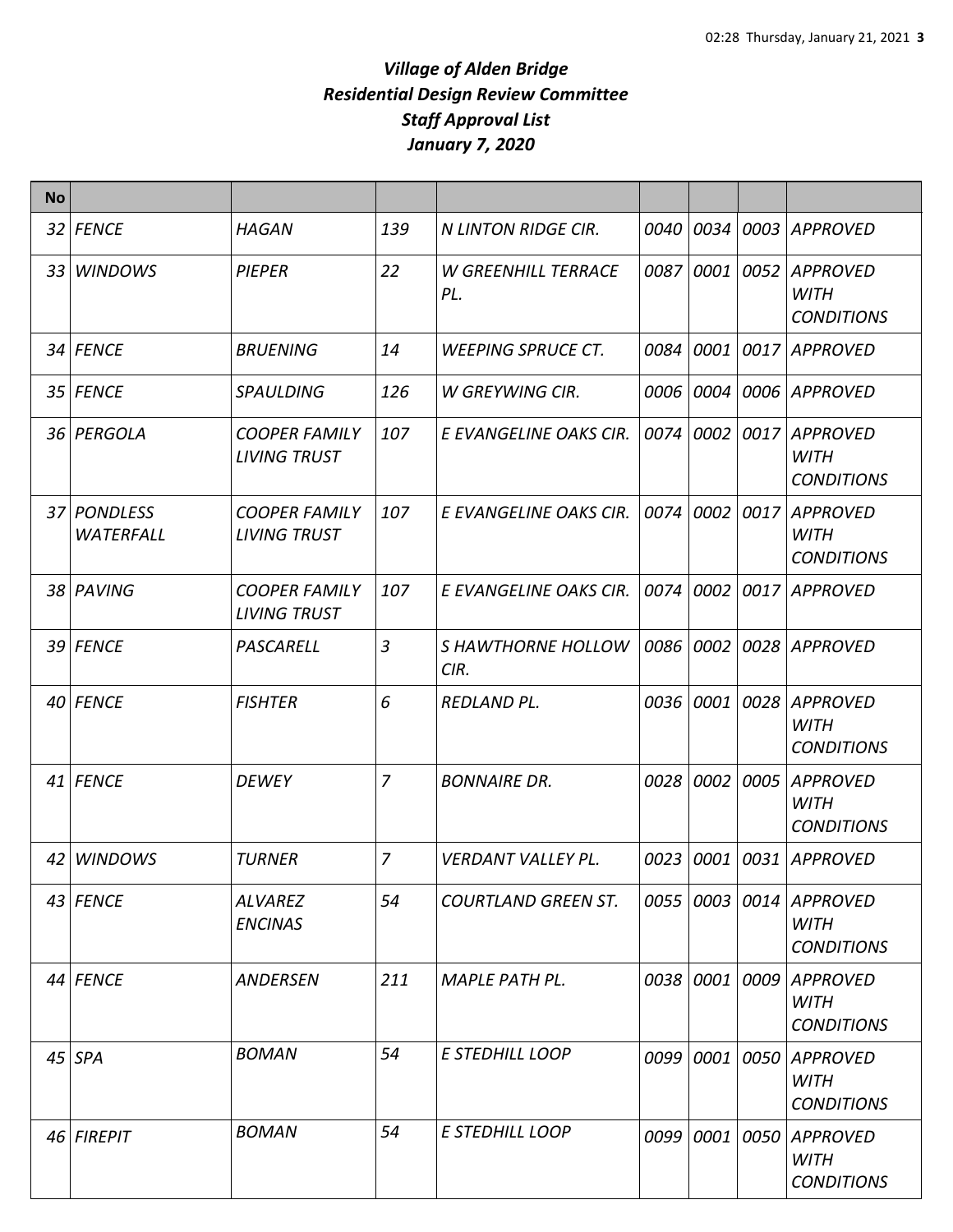# *Village of Alden Bridge*
## *Residential Design Review Committee*
## *Staff Approval List*
## *January 7, 2020*

| No | | | | | | | | |
|---|---|---|---|---|---|---|---|---|
| 32 | FENCE | HAGAN | 139 | N LINTON RIDGE CIR. | 0040 | 0034 | 0003 | APPROVED |
| 33 | WINDOWS | PIEPER | 22 | W GREENHILL TERRACE PL. | 0087 | 0001 | 0052 | APPROVED WITH CONDITIONS |
| 34 | FENCE | BRUENING | 14 | WEEPING SPRUCE CT. | 0084 | 0001 | 0017 | APPROVED |
| 35 | FENCE | SPAULDING | 126 | W GREYWING CIR. | 0006 | 0004 | 0006 | APPROVED |
| 36 | PERGOLA | COOPER FAMILY LIVING TRUST | 107 | E EVANGELINE OAKS CIR. | 0074 | 0002 | 0017 | APPROVED WITH CONDITIONS |
| 37 | PONDLESS WATERFALL | COOPER FAMILY LIVING TRUST | 107 | E EVANGELINE OAKS CIR. | 0074 | 0002 | 0017 | APPROVED WITH CONDITIONS |
| 38 | PAVING | COOPER FAMILY LIVING TRUST | 107 | E EVANGELINE OAKS CIR. | 0074 | 0002 | 0017 | APPROVED |
| 39 | FENCE | PASCARELL | 3 | S HAWTHORNE HOLLOW CIR. | 0086 | 0002 | 0028 | APPROVED |
| 40 | FENCE | FISHTER | 6 | REDLAND PL. | 0036 | 0001 | 0028 | APPROVED WITH CONDITIONS |
| 41 | FENCE | DEWEY | 7 | BONNAIRE DR. | 0028 | 0002 | 0005 | APPROVED WITH CONDITIONS |
| 42 | WINDOWS | TURNER | 7 | VERDANT VALLEY PL. | 0023 | 0001 | 0031 | APPROVED |
| 43 | FENCE | ALVAREZ ENCINAS | 54 | COURTLAND GREEN ST. | 0055 | 0003 | 0014 | APPROVED WITH CONDITIONS |
| 44 | FENCE | ANDERSEN | 211 | MAPLE PATH PL. | 0038 | 0001 | 0009 | APPROVED WITH CONDITIONS |
| 45 | SPA | BOMAN | 54 | E STEDHILL LOOP | 0099 | 0001 | 0050 | APPROVED WITH CONDITIONS |
| 46 | FIREPIT | BOMAN | 54 | E STEDHILL LOOP | 0099 | 0001 | 0050 | APPROVED WITH CONDITIONS |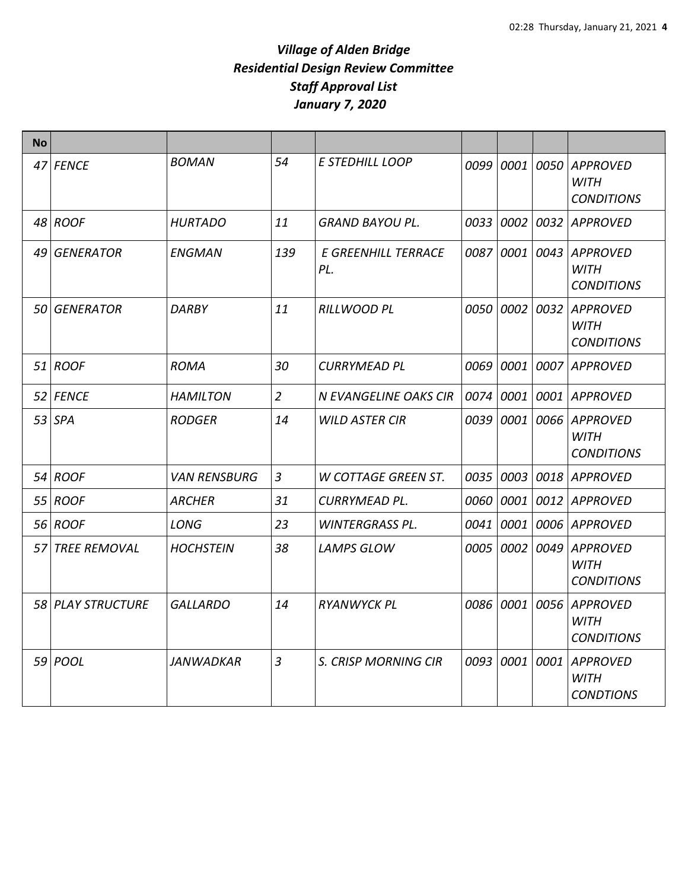# *Village of Alden Bridge*
# *Residential Design Review Committee*
# *Staff Approval List*
# *January 7, 2020*

| No | | | | | | | | |
|---|---|---|---|---|---|---|---|---|
| 47 | FENCE | BOMAN | 54 | E STEDHILL LOOP | 0099 | 0001 | 0050 | APPROVED WITH CONDITIONS |
| 48 | ROOF | HURTADO | 11 | GRAND BAYOU PL. | 0033 | 0002 | 0032 | APPROVED |
| 49 | GENERATOR | ENGMAN | 139 | E GREENHILL TERRACE PL. | 0087 | 0001 | 0043 | APPROVED WITH CONDITIONS |
| 50 | GENERATOR | DARBY | 11 | RILLWOOD PL | 0050 | 0002 | 0032 | APPROVED WITH CONDITIONS |
| 51 | ROOF | ROMA | 30 | CURRYMEAD PL | 0069 | 0001 | 0007 | APPROVED |
| 52 | FENCE | HAMILTON | 2 | N EVANGELINE OAKS CIR | 0074 | 0001 | 0001 | APPROVED |
| 53 | SPA | RODGER | 14 | WILD ASTER CIR | 0039 | 0001 | 0066 | APPROVED WITH CONDITIONS |
| 54 | ROOF | VAN RENSBURG | 3 | W COTTAGE GREEN ST. | 0035 | 0003 | 0018 | APPROVED |
| 55 | ROOF | ARCHER | 31 | CURRYMEAD PL. | 0060 | 0001 | 0012 | APPROVED |
| 56 | ROOF | LONG | 23 | WINTERGRASS PL. | 0041 | 0001 | 0006 | APPROVED |
| 57 | TREE REMOVAL | HOCHSTEIN | 38 | LAMPS GLOW | 0005 | 0002 | 0049 | APPROVED WITH CONDITIONS |
| 58 | PLAY STRUCTURE | GALLARDO | 14 | RYANWYCK PL | 0086 | 0001 | 0056 | APPROVED WITH CONDITIONS |
| 59 | POOL | JANWADKAR | 3 | S. CRISP MORNING CIR | 0093 | 0001 | 0001 | APPROVED WITH CONDTIONS |